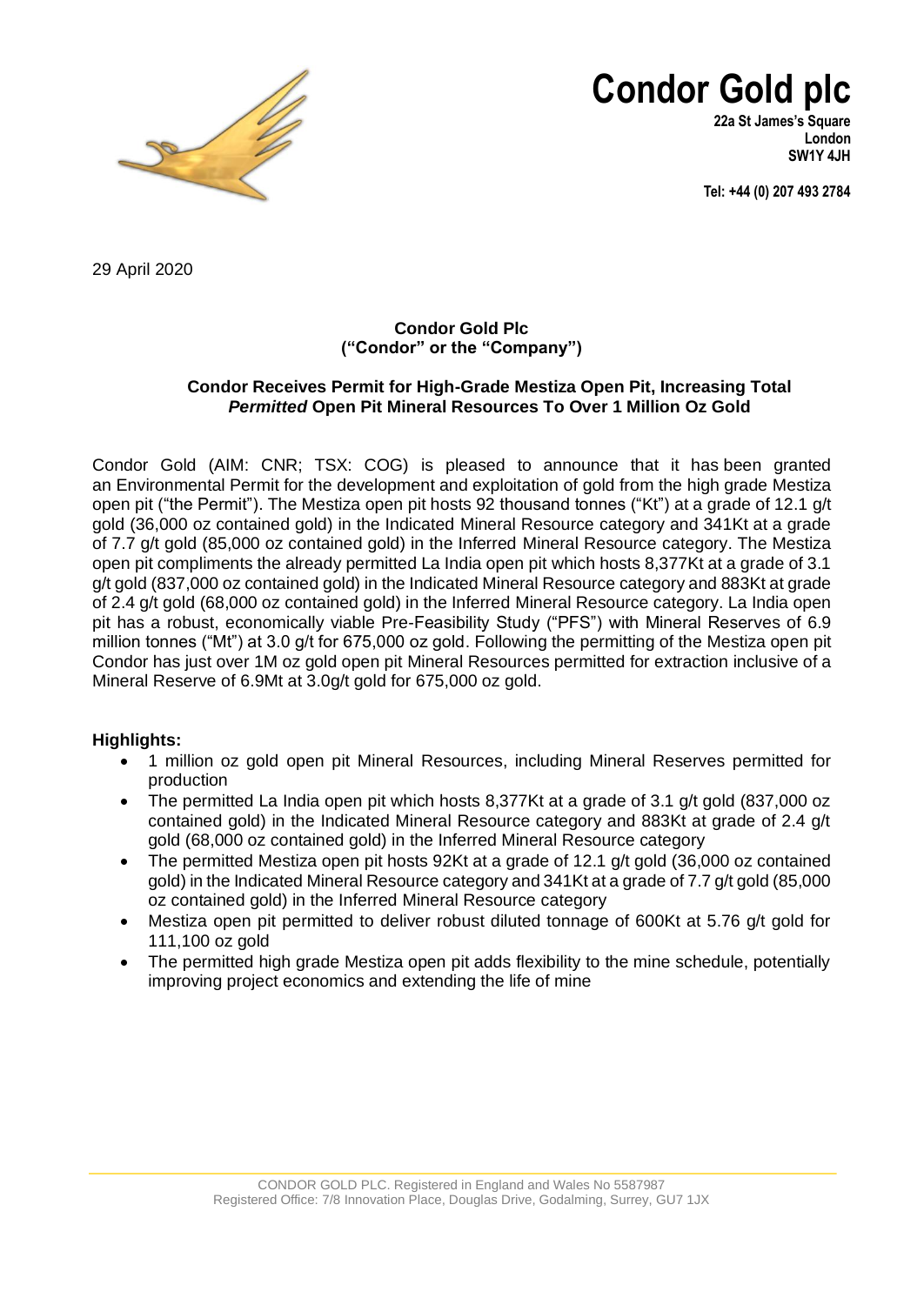# Condor Gold plc

**22a St James's Square**
**London**
**SW1Y 4JH**

**Tel: +44 (0) 207 493 2784**

29 April 2020

**Condor Gold Plc**
**("Condor" or the "Company")**

**Condor Receives Permit for High-Grade Mestiza Open Pit, Increasing Total *Permitted* Open Pit Mineral Resources To Over 1 Million Oz Gold**

Condor Gold (AIM: CNR; TSX: COG) is pleased to announce that it has been granted an Environmental Permit for the development and exploitation of gold from the high grade Mestiza open pit ("the Permit"). The Mestiza open pit hosts 92 thousand tonnes ("Kt") at a grade of 12.1 g/t gold (36,000 oz contained gold) in the Indicated Mineral Resource category and 341Kt at a grade of 7.7 g/t gold (85,000 oz contained gold) in the Inferred Mineral Resource category. The Mestiza open pit compliments the already permitted La India open pit which hosts 8,377Kt at a grade of 3.1 g/t gold (837,000 oz contained gold) in the Indicated Mineral Resource category and 883Kt at grade of 2.4 g/t gold (68,000 oz contained gold) in the Inferred Mineral Resource category. La India open pit has a robust, economically viable Pre-Feasibility Study ("PFS") with Mineral Reserves of 6.9 million tonnes ("Mt") at 3.0 g/t for 675,000 oz gold. Following the permitting of the Mestiza open pit Condor has just over 1M oz gold open pit Mineral Resources permitted for extraction inclusive of a Mineral Reserve of 6.9Mt at 3.0g/t gold for 675,000 oz gold.

**Highlights:**

- 1 million oz gold open pit Mineral Resources, including Mineral Reserves permitted for production
- The permitted La India open pit which hosts 8,377Kt at a grade of 3.1 g/t gold (837,000 oz contained gold) in the Indicated Mineral Resource category and 883Kt at grade of 2.4 g/t gold (68,000 oz contained gold) in the Inferred Mineral Resource category
- The permitted Mestiza open pit hosts 92Kt at a grade of 12.1 g/t gold (36,000 oz contained gold) in the Indicated Mineral Resource category and 341Kt at a grade of 7.7 g/t gold (85,000 oz contained gold) in the Inferred Mineral Resource category
- Mestiza open pit permitted to deliver robust diluted tonnage of 600Kt at 5.76 g/t gold for 111,100 oz gold
- The permitted high grade Mestiza open pit adds flexibility to the mine schedule, potentially improving project economics and extending the life of mine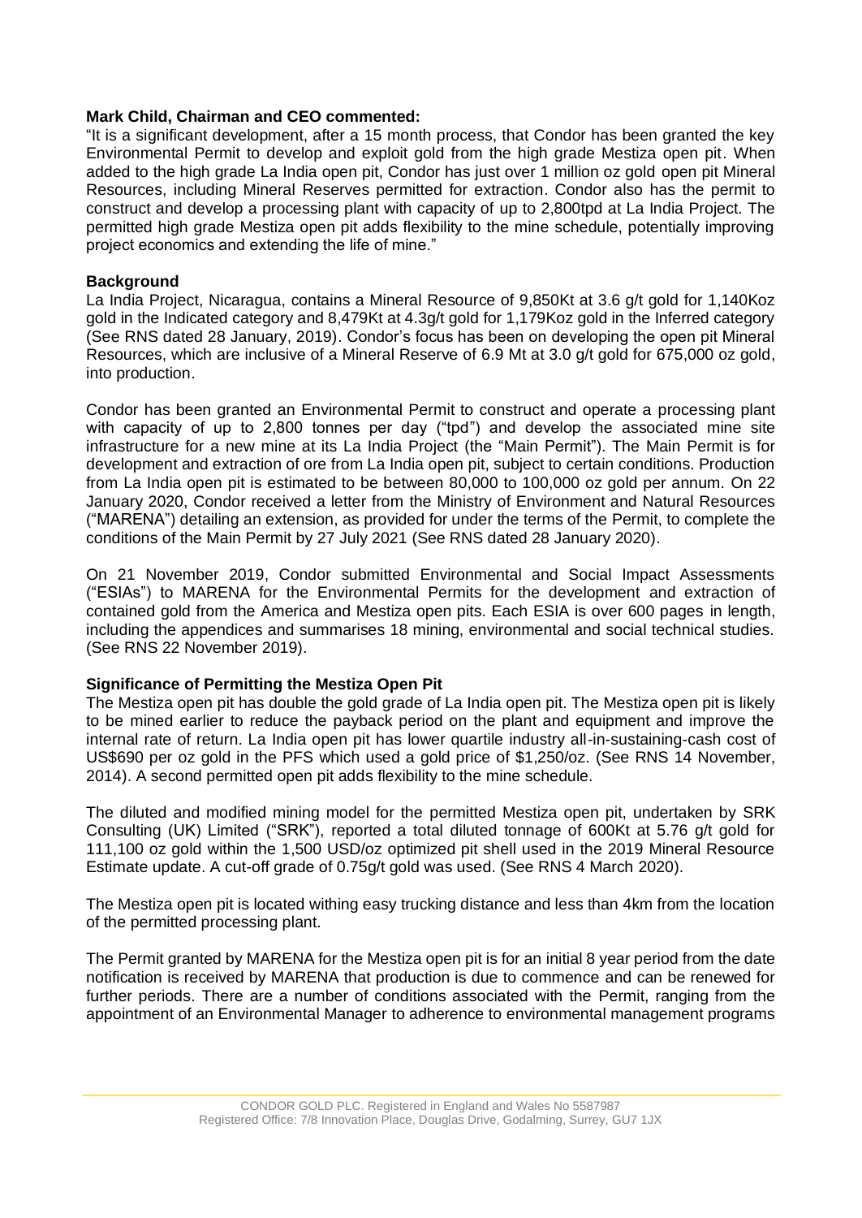**Mark Child, Chairman and CEO commented:**

"It is a significant development, after a 15 month process, that Condor has been granted the key Environmental Permit to develop and exploit gold from the high grade Mestiza open pit. When added to the high grade La India open pit, Condor has just over 1 million oz gold open pit Mineral Resources, including Mineral Reserves permitted for extraction. Condor also has the permit to construct and develop a processing plant with capacity of up to 2,800tpd at La India Project. The permitted high grade Mestiza open pit adds flexibility to the mine schedule, potentially improving project economics and extending the life of mine."

**Background**

La India Project, Nicaragua, contains a Mineral Resource of 9,850Kt at 3.6 g/t gold for 1,140Koz gold in the Indicated category and 8,479Kt at 4.3g/t gold for 1,179Koz gold in the Inferred category (See RNS dated 28 January, 2019). Condor's focus has been on developing the open pit Mineral Resources, which are inclusive of a Mineral Reserve of 6.9 Mt at 3.0 g/t gold for 675,000 oz gold, into production.

Condor has been granted an Environmental Permit to construct and operate a processing plant with capacity of up to 2,800 tonnes per day ("tpd") and develop the associated mine site infrastructure for a new mine at its La India Project (the "Main Permit"). The Main Permit is for development and extraction of ore from La India open pit, subject to certain conditions. Production from La India open pit is estimated to be between 80,000 to 100,000 oz gold per annum. On 22 January 2020, Condor received a letter from the Ministry of Environment and Natural Resources ("MARENA") detailing an extension, as provided for under the terms of the Permit, to complete the conditions of the Main Permit by 27 July 2021 (See RNS dated 28 January 2020).

On 21 November 2019, Condor submitted Environmental and Social Impact Assessments ("ESIAs") to MARENA for the Environmental Permits for the development and extraction of contained gold from the America and Mestiza open pits. Each ESIA is over 600 pages in length, including the appendices and summarises 18 mining, environmental and social technical studies. (See RNS 22 November 2019).

**Significance of Permitting the Mestiza Open Pit**

The Mestiza open pit has double the gold grade of La India open pit. The Mestiza open pit is likely to be mined earlier to reduce the payback period on the plant and equipment and improve the internal rate of return. La India open pit has lower quartile industry all-in-sustaining-cash cost of US$690 per oz gold in the PFS which used a gold price of $1,250/oz. (See RNS 14 November, 2014). A second permitted open pit adds flexibility to the mine schedule.

The diluted and modified mining model for the permitted Mestiza open pit, undertaken by SRK Consulting (UK) Limited ("SRK"), reported a total diluted tonnage of 600Kt at 5.76 g/t gold for 111,100 oz gold within the 1,500 USD/oz optimized pit shell used in the 2019 Mineral Resource Estimate update. A cut-off grade of 0.75g/t gold was used. (See RNS 4 March 2020).

The Mestiza open pit is located withing easy trucking distance and less than 4km from the location of the permitted processing plant.

The Permit granted by MARENA for the Mestiza open pit is for an initial 8 year period from the date notification is received by MARENA that production is due to commence and can be renewed for further periods. There are a number of conditions associated with the Permit, ranging from the appointment of an Environmental Manager to adherence to environmental management programs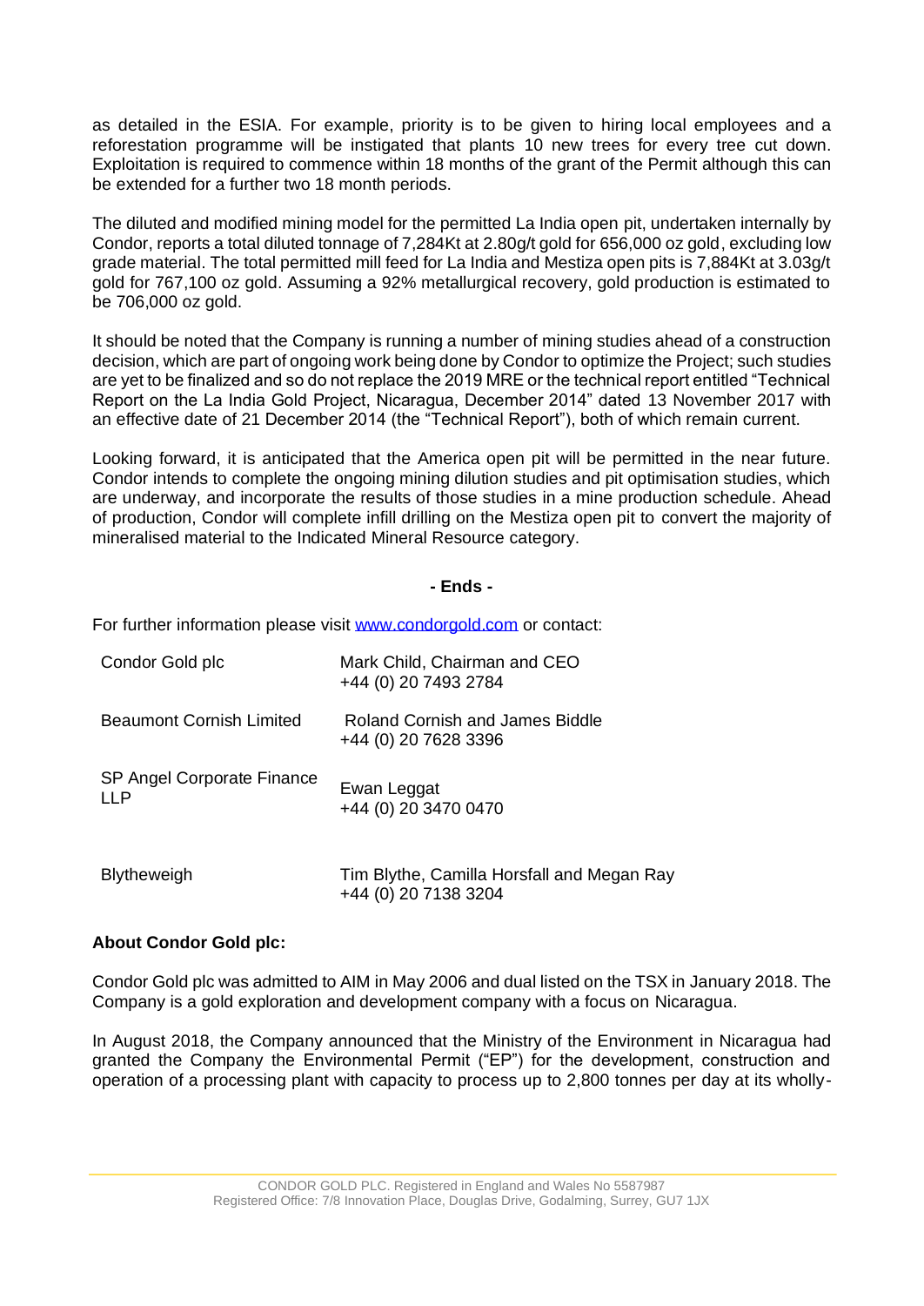as detailed in the ESIA. For example, priority is to be given to hiring local employees and a reforestation programme will be instigated that plants 10 new trees for every tree cut down. Exploitation is required to commence within 18 months of the grant of the Permit although this can be extended for a further two 18 month periods.

The diluted and modified mining model for the permitted La India open pit, undertaken internally by Condor, reports a total diluted tonnage of 7,284Kt at 2.80g/t gold for 656,000 oz gold, excluding low grade material. The total permitted mill feed for La India and Mestiza open pits is 7,884Kt at 3.03g/t gold for 767,100 oz gold. Assuming a 92% metallurgical recovery, gold production is estimated to be 706,000 oz gold.

It should be noted that the Company is running a number of mining studies ahead of a construction decision, which are part of ongoing work being done by Condor to optimize the Project; such studies are yet to be finalized and so do not replace the 2019 MRE or the technical report entitled "Technical Report on the La India Gold Project, Nicaragua, December 2014" dated 13 November 2017 with an effective date of 21 December 2014 (the "Technical Report"), both of which remain current.

Looking forward, it is anticipated that the America open pit will be permitted in the near future. Condor intends to complete the ongoing mining dilution studies and pit optimisation studies, which are underway, and incorporate the results of those studies in a mine production schedule. Ahead of production, Condor will complete infill drilling on the Mestiza open pit to convert the majority of mineralised material to the Indicated Mineral Resource category.

**- Ends -**

For further information please visit www.condorgold.com or contact:

| | |
|---|---|
| Condor Gold plc | Mark Child, Chairman and CEO<br>+44 (0) 20 7493 2784 |
| Beaumont Cornish Limited | Roland Cornish and James Biddle<br>+44 (0) 20 7628 3396 |
| SP Angel Corporate Finance LLP | Ewan Leggat<br>+44 (0) 20 3470 0470 |
| Blytheweigh | Tim Blythe, Camilla Horsfall and Megan Ray<br>+44 (0) 20 7138 3204 |

**About Condor Gold plc:**

Condor Gold plc was admitted to AIM in May 2006 and dual listed on the TSX in January 2018. The Company is a gold exploration and development company with a focus on Nicaragua.

In August 2018, the Company announced that the Ministry of the Environment in Nicaragua had granted the Company the Environmental Permit ("EP") for the development, construction and operation of a processing plant with capacity to process up to 2,800 tonnes per day at its wholly-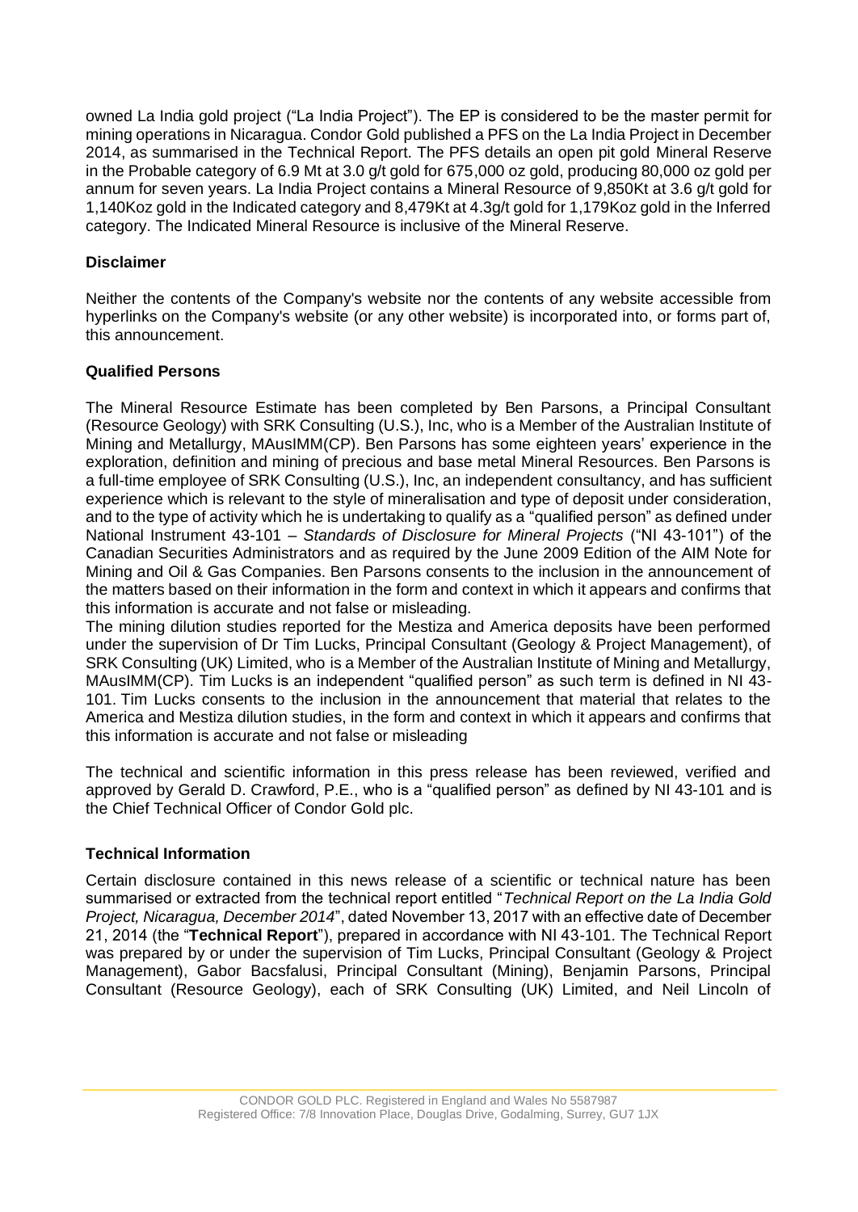owned La India gold project ("La India Project"). The EP is considered to be the master permit for mining operations in Nicaragua. Condor Gold published a PFS on the La India Project in December 2014, as summarised in the Technical Report. The PFS details an open pit gold Mineral Reserve in the Probable category of 6.9 Mt at 3.0 g/t gold for 675,000 oz gold, producing 80,000 oz gold per annum for seven years. La India Project contains a Mineral Resource of 9,850Kt at 3.6 g/t gold for 1,140Koz gold in the Indicated category and 8,479Kt at 4.3g/t gold for 1,179Koz gold in the Inferred category. The Indicated Mineral Resource is inclusive of the Mineral Reserve.

**Disclaimer**

Neither the contents of the Company's website nor the contents of any website accessible from hyperlinks on the Company's website (or any other website) is incorporated into, or forms part of, this announcement.

**Qualified Persons**

The Mineral Resource Estimate has been completed by Ben Parsons, a Principal Consultant (Resource Geology) with SRK Consulting (U.S.), Inc, who is a Member of the Australian Institute of Mining and Metallurgy, MAusIMM(CP). Ben Parsons has some eighteen years' experience in the exploration, definition and mining of precious and base metal Mineral Resources. Ben Parsons is a full-time employee of SRK Consulting (U.S.), Inc, an independent consultancy, and has sufficient experience which is relevant to the style of mineralisation and type of deposit under consideration, and to the type of activity which he is undertaking to qualify as a "qualified person" as defined under National Instrument 43-101 – *Standards of Disclosure for Mineral Projects* ("NI 43-101") of the Canadian Securities Administrators and as required by the June 2009 Edition of the AIM Note for Mining and Oil & Gas Companies. Ben Parsons consents to the inclusion in the announcement of the matters based on their information in the form and context in which it appears and confirms that this information is accurate and not false or misleading.

The mining dilution studies reported for the Mestiza and America deposits have been performed under the supervision of Dr Tim Lucks, Principal Consultant (Geology & Project Management), of SRK Consulting (UK) Limited, who is a Member of the Australian Institute of Mining and Metallurgy, MAusIMM(CP). Tim Lucks is an independent "qualified person" as such term is defined in NI 43-101. Tim Lucks consents to the inclusion in the announcement that material that relates to the America and Mestiza dilution studies, in the form and context in which it appears and confirms that this information is accurate and not false or misleading

The technical and scientific information in this press release has been reviewed, verified and approved by Gerald D. Crawford, P.E., who is a "qualified person" as defined by NI 43-101 and is the Chief Technical Officer of Condor Gold plc.

**Technical Information**

Certain disclosure contained in this news release of a scientific or technical nature has been summarised or extracted from the technical report entitled "*Technical Report on the La India Gold Project, Nicaragua, December 2014*", dated November 13, 2017 with an effective date of December 21, 2014 (the "**Technical Report**"), prepared in accordance with NI 43-101. The Technical Report was prepared by or under the supervision of Tim Lucks, Principal Consultant (Geology & Project Management), Gabor Bacsfalusi, Principal Consultant (Mining), Benjamin Parsons, Principal Consultant (Resource Geology), each of SRK Consulting (UK) Limited, and Neil Lincoln of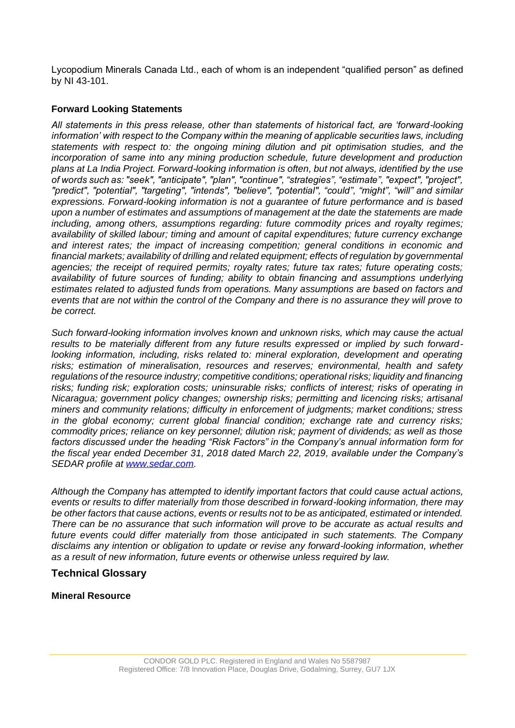Lycopodium Minerals Canada Ltd., each of whom is an independent "qualified person" as defined by NI 43-101.

**Forward Looking Statements**

*All statements in this press release, other than statements of historical fact, are 'forward-looking information' with respect to the Company within the meaning of applicable securities laws, including statements with respect to: the ongoing mining dilution and pit optimisation studies, and the incorporation of same into any mining production schedule, future development and production plans at La India Project. Forward-looking information is often, but not always, identified by the use of words such as: "seek", "anticipate", "plan", "continue", "strategies", "estimate", "expect", "project", "predict", "potential", "targeting", "intends", "believe", "potential", "could", "might", "will" and similar expressions. Forward-looking information is not a guarantee of future performance and is based upon a number of estimates and assumptions of management at the date the statements are made including, among others, assumptions regarding: future commodity prices and royalty regimes; availability of skilled labour; timing and amount of capital expenditures; future currency exchange and interest rates; the impact of increasing competition; general conditions in economic and financial markets; availability of drilling and related equipment; effects of regulation by governmental agencies; the receipt of required permits; royalty rates; future tax rates; future operating costs; availability of future sources of funding; ability to obtain financing and assumptions underlying estimates related to adjusted funds from operations. Many assumptions are based on factors and events that are not within the control of the Company and there is no assurance they will prove to be correct.*

*Such forward-looking information involves known and unknown risks, which may cause the actual results to be materially different from any future results expressed or implied by such forward-looking information, including, risks related to: mineral exploration, development and operating risks; estimation of mineralisation, resources and reserves; environmental, health and safety regulations of the resource industry; competitive conditions; operational risks; liquidity and financing risks; funding risk; exploration costs; uninsurable risks; conflicts of interest; risks of operating in Nicaragua; government policy changes; ownership risks; permitting and licencing risks; artisanal miners and community relations; difficulty in enforcement of judgments; market conditions; stress in the global economy; current global financial condition; exchange rate and currency risks; commodity prices; reliance on key personnel; dilution risk; payment of dividends; as well as those factors discussed under the heading "Risk Factors" in the Company's annual information form for the fiscal year ended December 31, 2018 dated March 22, 2019, available under the Company's SEDAR profile at [www.sedar.com](www.sedar.com).*

*Although the Company has attempted to identify important factors that could cause actual actions, events or results to differ materially from those described in forward-looking information, there may be other factors that cause actions, events or results not to be as anticipated, estimated or intended. There can be no assurance that such information will prove to be accurate as actual results and future events could differ materially from those anticipated in such statements. The Company disclaims any intention or obligation to update or revise any forward-looking information, whether as a result of new information, future events or otherwise unless required by law.*

## Technical Glossary

**Mineral Resource**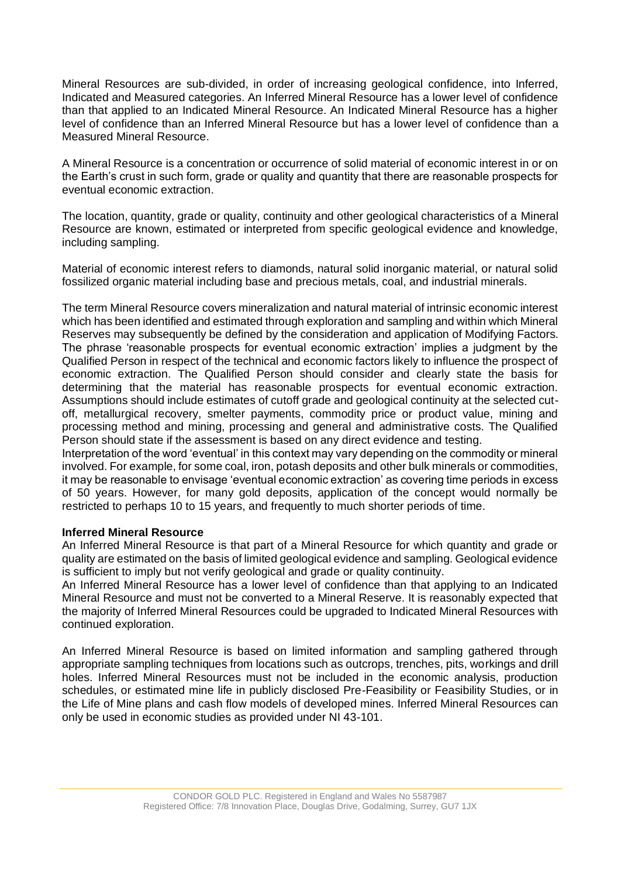Mineral Resources are sub-divided, in order of increasing geological confidence, into Inferred, Indicated and Measured categories. An Inferred Mineral Resource has a lower level of confidence than that applied to an Indicated Mineral Resource. An Indicated Mineral Resource has a higher level of confidence than an Inferred Mineral Resource but has a lower level of confidence than a Measured Mineral Resource.

A Mineral Resource is a concentration or occurrence of solid material of economic interest in or on the Earth's crust in such form, grade or quality and quantity that there are reasonable prospects for eventual economic extraction.

The location, quantity, grade or quality, continuity and other geological characteristics of a Mineral Resource are known, estimated or interpreted from specific geological evidence and knowledge, including sampling.

Material of economic interest refers to diamonds, natural solid inorganic material, or natural solid fossilized organic material including base and precious metals, coal, and industrial minerals.

The term Mineral Resource covers mineralization and natural material of intrinsic economic interest which has been identified and estimated through exploration and sampling and within which Mineral Reserves may subsequently be defined by the consideration and application of Modifying Factors. The phrase 'reasonable prospects for eventual economic extraction' implies a judgment by the Qualified Person in respect of the technical and economic factors likely to influence the prospect of economic extraction. The Qualified Person should consider and clearly state the basis for determining that the material has reasonable prospects for eventual economic extraction. Assumptions should include estimates of cutoff grade and geological continuity at the selected cut-off, metallurgical recovery, smelter payments, commodity price or product value, mining and processing method and mining, processing and general and administrative costs. The Qualified Person should state if the assessment is based on any direct evidence and testing.
Interpretation of the word 'eventual' in this context may vary depending on the commodity or mineral involved. For example, for some coal, iron, potash deposits and other bulk minerals or commodities, it may be reasonable to envisage 'eventual economic extraction' as covering time periods in excess of 50 years. However, for many gold deposits, application of the concept would normally be restricted to perhaps 10 to 15 years, and frequently to much shorter periods of time.

**Inferred Mineral Resource**
An Inferred Mineral Resource is that part of a Mineral Resource for which quantity and grade or quality are estimated on the basis of limited geological evidence and sampling. Geological evidence is sufficient to imply but not verify geological and grade or quality continuity.
An Inferred Mineral Resource has a lower level of confidence than that applying to an Indicated Mineral Resource and must not be converted to a Mineral Reserve. It is reasonably expected that the majority of Inferred Mineral Resources could be upgraded to Indicated Mineral Resources with continued exploration.

An Inferred Mineral Resource is based on limited information and sampling gathered through appropriate sampling techniques from locations such as outcrops, trenches, pits, workings and drill holes. Inferred Mineral Resources must not be included in the economic analysis, production schedules, or estimated mine life in publicly disclosed Pre-Feasibility or Feasibility Studies, or in the Life of Mine plans and cash flow models of developed mines. Inferred Mineral Resources can only be used in economic studies as provided under NI 43-101.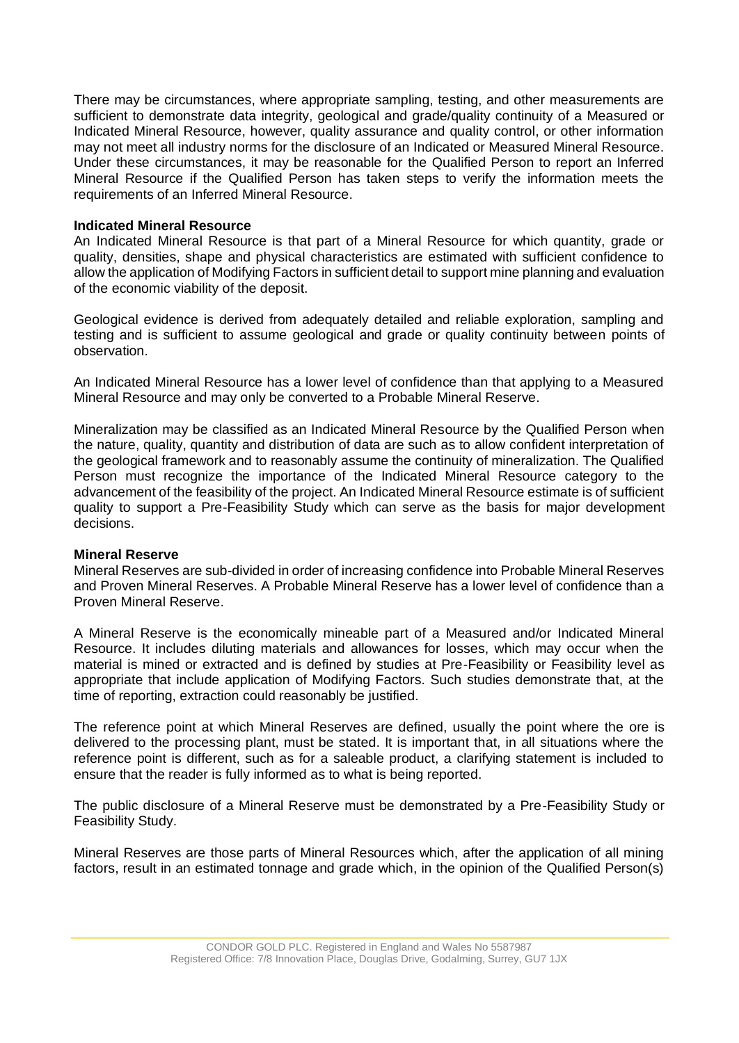There may be circumstances, where appropriate sampling, testing, and other measurements are sufficient to demonstrate data integrity, geological and grade/quality continuity of a Measured or Indicated Mineral Resource, however, quality assurance and quality control, or other information may not meet all industry norms for the disclosure of an Indicated or Measured Mineral Resource. Under these circumstances, it may be reasonable for the Qualified Person to report an Inferred Mineral Resource if the Qualified Person has taken steps to verify the information meets the requirements of an Inferred Mineral Resource.

**Indicated Mineral Resource**

An Indicated Mineral Resource is that part of a Mineral Resource for which quantity, grade or quality, densities, shape and physical characteristics are estimated with sufficient confidence to allow the application of Modifying Factors in sufficient detail to support mine planning and evaluation of the economic viability of the deposit.

Geological evidence is derived from adequately detailed and reliable exploration, sampling and testing and is sufficient to assume geological and grade or quality continuity between points of observation.

An Indicated Mineral Resource has a lower level of confidence than that applying to a Measured Mineral Resource and may only be converted to a Probable Mineral Reserve.

Mineralization may be classified as an Indicated Mineral Resource by the Qualified Person when the nature, quality, quantity and distribution of data are such as to allow confident interpretation of the geological framework and to reasonably assume the continuity of mineralization. The Qualified Person must recognize the importance of the Indicated Mineral Resource category to the advancement of the feasibility of the project. An Indicated Mineral Resource estimate is of sufficient quality to support a Pre-Feasibility Study which can serve as the basis for major development decisions.

**Mineral Reserve**

Mineral Reserves are sub-divided in order of increasing confidence into Probable Mineral Reserves and Proven Mineral Reserves. A Probable Mineral Reserve has a lower level of confidence than a Proven Mineral Reserve.

A Mineral Reserve is the economically mineable part of a Measured and/or Indicated Mineral Resource. It includes diluting materials and allowances for losses, which may occur when the material is mined or extracted and is defined by studies at Pre-Feasibility or Feasibility level as appropriate that include application of Modifying Factors. Such studies demonstrate that, at the time of reporting, extraction could reasonably be justified.

The reference point at which Mineral Reserves are defined, usually the point where the ore is delivered to the processing plant, must be stated. It is important that, in all situations where the reference point is different, such as for a saleable product, a clarifying statement is included to ensure that the reader is fully informed as to what is being reported.

The public disclosure of a Mineral Reserve must be demonstrated by a Pre-Feasibility Study or Feasibility Study.

Mineral Reserves are those parts of Mineral Resources which, after the application of all mining factors, result in an estimated tonnage and grade which, in the opinion of the Qualified Person(s)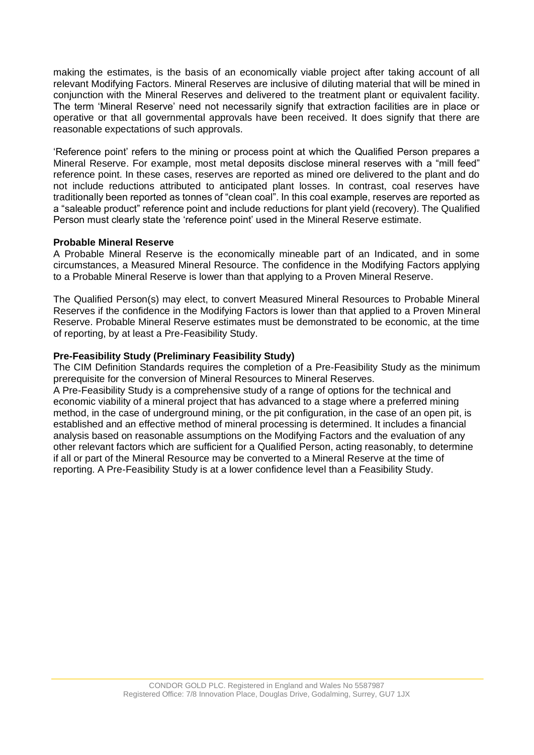making the estimates, is the basis of an economically viable project after taking account of all relevant Modifying Factors. Mineral Reserves are inclusive of diluting material that will be mined in conjunction with the Mineral Reserves and delivered to the treatment plant or equivalent facility. The term 'Mineral Reserve' need not necessarily signify that extraction facilities are in place or operative or that all governmental approvals have been received. It does signify that there are reasonable expectations of such approvals.

'Reference point' refers to the mining or process point at which the Qualified Person prepares a Mineral Reserve. For example, most metal deposits disclose mineral reserves with a "mill feed" reference point. In these cases, reserves are reported as mined ore delivered to the plant and do not include reductions attributed to anticipated plant losses. In contrast, coal reserves have traditionally been reported as tonnes of "clean coal". In this coal example, reserves are reported as a "saleable product" reference point and include reductions for plant yield (recovery). The Qualified Person must clearly state the 'reference point' used in the Mineral Reserve estimate.

**Probable Mineral Reserve**

A Probable Mineral Reserve is the economically mineable part of an Indicated, and in some circumstances, a Measured Mineral Resource. The confidence in the Modifying Factors applying to a Probable Mineral Reserve is lower than that applying to a Proven Mineral Reserve.

The Qualified Person(s) may elect, to convert Measured Mineral Resources to Probable Mineral Reserves if the confidence in the Modifying Factors is lower than that applied to a Proven Mineral Reserve. Probable Mineral Reserve estimates must be demonstrated to be economic, at the time of reporting, by at least a Pre-Feasibility Study.

**Pre-Feasibility Study (Preliminary Feasibility Study)**

The CIM Definition Standards requires the completion of a Pre-Feasibility Study as the minimum prerequisite for the conversion of Mineral Resources to Mineral Reserves.

A Pre-Feasibility Study is a comprehensive study of a range of options for the technical and economic viability of a mineral project that has advanced to a stage where a preferred mining method, in the case of underground mining, or the pit configuration, in the case of an open pit, is established and an effective method of mineral processing is determined. It includes a financial analysis based on reasonable assumptions on the Modifying Factors and the evaluation of any other relevant factors which are sufficient for a Qualified Person, acting reasonably, to determine if all or part of the Mineral Resource may be converted to a Mineral Reserve at the time of reporting. A Pre-Feasibility Study is at a lower confidence level than a Feasibility Study.